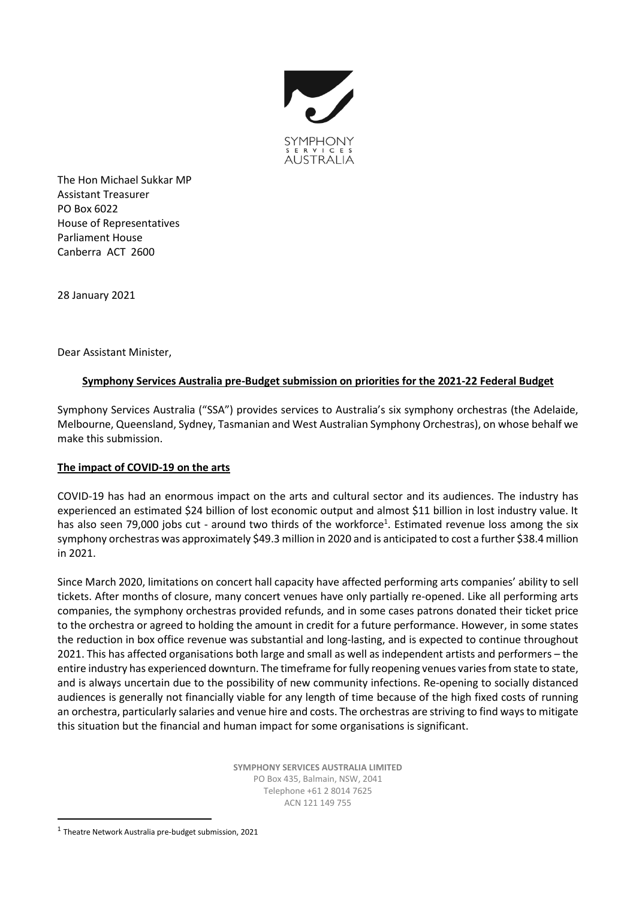SYMPHONY SERVICES AUSTRALIA

The Hon Michael Sukkar MP
Assistant Treasurer
PO Box 6022
House of Representatives
Parliament House
Canberra ACT 2600

28 January 2021

Dear Assistant Minister,

**Symphony Services Australia pre-Budget submission on priorities for the 2021-22 Federal Budget**

Symphony Services Australia ("SSA") provides services to Australia's six symphony orchestras (the Adelaide, Melbourne, Queensland, Sydney, Tasmanian and West Australian Symphony Orchestras), on whose behalf we make this submission.

**The impact of COVID-19 on the arts**

COVID-19 has had an enormous impact on the arts and cultural sector and its audiences. The industry has experienced an estimated $24 billion of lost economic output and almost $11 billion in lost industry value. It has also seen 79,000 jobs cut - around two thirds of the workforce[1]. Estimated revenue loss among the six symphony orchestras was approximately $49.3 million in 2020 and is anticipated to cost a further $38.4 million in 2021.

Since March 2020, limitations on concert hall capacity have affected performing arts companies' ability to sell tickets. After months of closure, many concert venues have only partially re-opened. Like all performing arts companies, the symphony orchestras provided refunds, and in some cases patrons donated their ticket price to the orchestra or agreed to holding the amount in credit for a future performance. However, in some states the reduction in box office revenue was substantial and long-lasting, and is expected to continue throughout 2021. This has affected organisations both large and small as well as independent artists and performers – the entire industry has experienced downturn. The timeframe for fully reopening venues varies from state to state, and is always uncertain due to the possibility of new community infections. Re-opening to socially distanced audiences is generally not financially viable for any length of time because of the high fixed costs of running an orchestra, particularly salaries and venue hire and costs. The orchestras are striving to find ways to mitigate this situation but the financial and human impact for some organisations is significant.

**SYMPHONY SERVICES AUSTRALIA LIMITED**
PO Box 435, Balmain, NSW, 2041
Telephone +61 2 8014 7625
ACN 121 149 755

[1] Theatre Network Australia pre-budget submission, 2021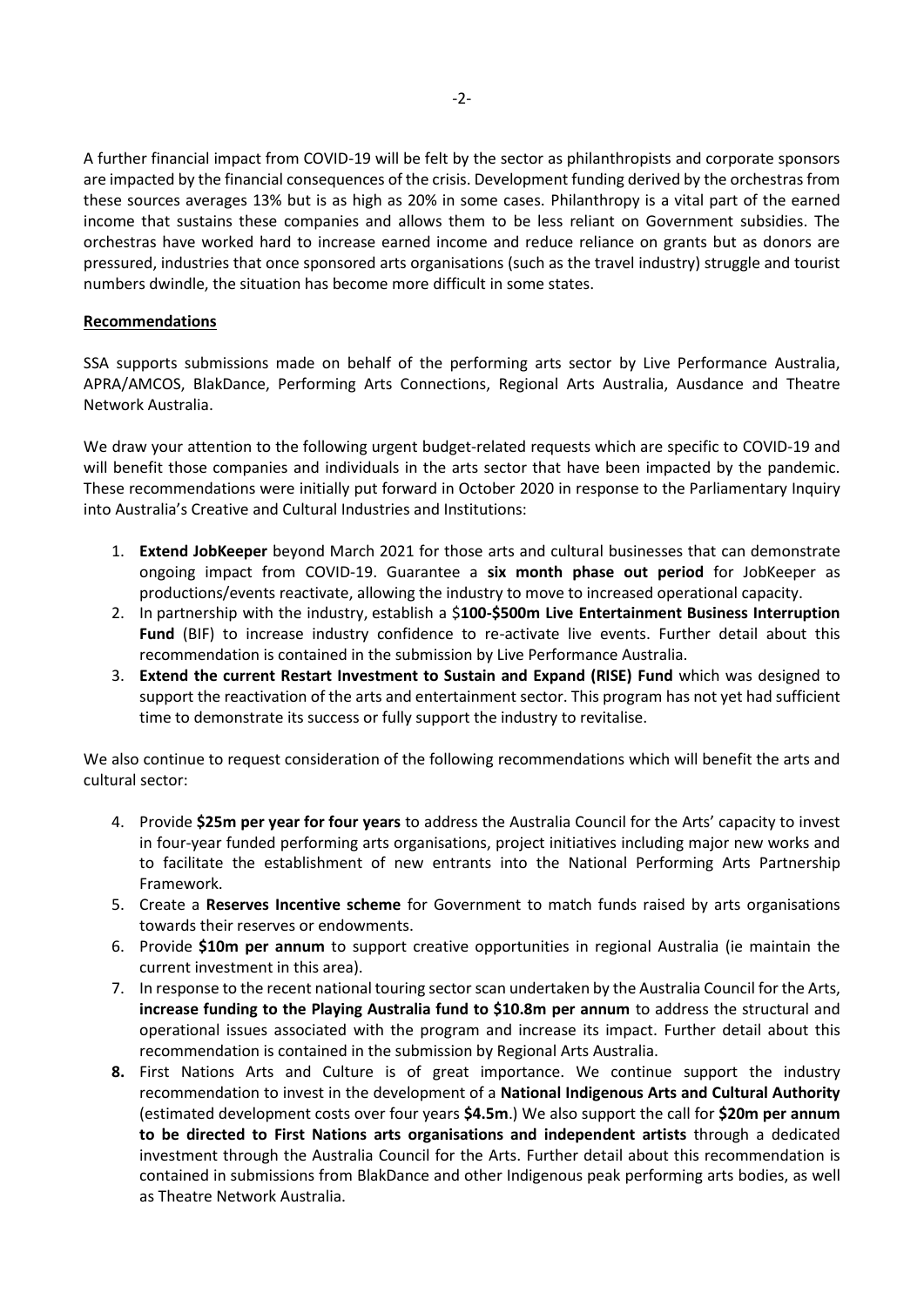A further financial impact from COVID-19 will be felt by the sector as philanthropists and corporate sponsors are impacted by the financial consequences of the crisis. Development funding derived by the orchestras from these sources averages 13% but is as high as 20% in some cases. Philanthropy is a vital part of the earned income that sustains these companies and allows them to be less reliant on Government subsidies. The orchestras have worked hard to increase earned income and reduce reliance on grants but as donors are pressured, industries that once sponsored arts organisations (such as the travel industry) struggle and tourist numbers dwindle, the situation has become more difficult in some states.

**Recommendations**

SSA supports submissions made on behalf of the performing arts sector by Live Performance Australia, APRA/AMCOS, BlakDance, Performing Arts Connections, Regional Arts Australia, Ausdance and Theatre Network Australia.

We draw your attention to the following urgent budget-related requests which are specific to COVID-19 and will benefit those companies and individuals in the arts sector that have been impacted by the pandemic. These recommendations were initially put forward in October 2020 in response to the Parliamentary Inquiry into Australia's Creative and Cultural Industries and Institutions:

1. **Extend JobKeeper** beyond March 2021 for those arts and cultural businesses that can demonstrate ongoing impact from COVID-19. Guarantee a **six month phase out period** for JobKeeper as productions/events reactivate, allowing the industry to move to increased operational capacity.
2. In partnership with the industry, establish a $**100-$500m Live Entertainment Business Interruption Fund** (BIF) to increase industry confidence to re-activate live events. Further detail about this recommendation is contained in the submission by Live Performance Australia.
3. **Extend the current Restart Investment to Sustain and Expand (RISE) Fund** which was designed to support the reactivation of the arts and entertainment sector. This program has not yet had sufficient time to demonstrate its success or fully support the industry to revitalise.

We also continue to request consideration of the following recommendations which will benefit the arts and cultural sector:

4. Provide **$25m per year for four years** to address the Australia Council for the Arts' capacity to invest in four-year funded performing arts organisations, project initiatives including major new works and to facilitate the establishment of new entrants into the National Performing Arts Partnership Framework.
5. Create a **Reserves Incentive scheme** for Government to match funds raised by arts organisations towards their reserves or endowments.
6. Provide **$10m per annum** to support creative opportunities in regional Australia (ie maintain the current investment in this area).
7. In response to the recent national touring sector scan undertaken by the Australia Council for the Arts, **increase funding to the Playing Australia fund to $10.8m per annum** to address the structural and operational issues associated with the program and increase its impact. Further detail about this recommendation is contained in the submission by Regional Arts Australia.
8. First Nations Arts and Culture is of great importance. We continue support the industry recommendation to invest in the development of a **National Indigenous Arts and Cultural Authority** (estimated development costs over four years **$4.5m**.) We also support the call for **$20m per annum to be directed to First Nations arts organisations and independent artists** through a dedicated investment through the Australia Council for the Arts. Further detail about this recommendation is contained in submissions from BlakDance and other Indigenous peak performing arts bodies, as well as Theatre Network Australia.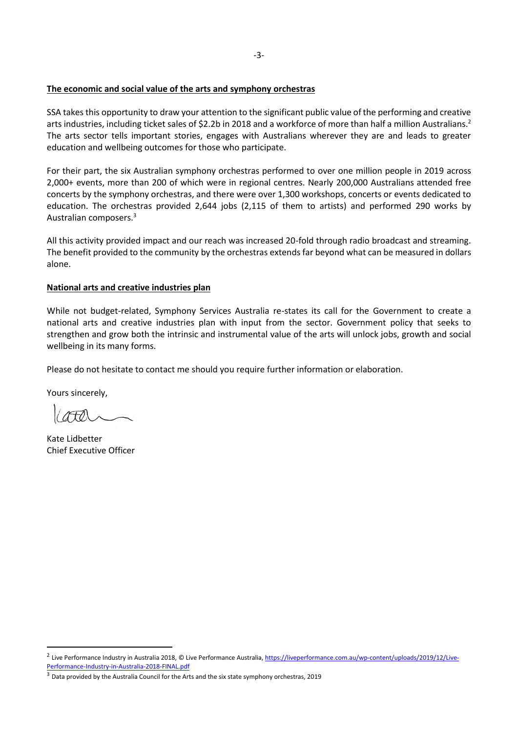**The economic and social value of the arts and symphony orchestras**

SSA takes this opportunity to draw your attention to the significant public value of the performing and creative arts industries, including ticket sales of $2.2b in 2018 and a workforce of more than half a million Australians.[2] The arts sector tells important stories, engages with Australians wherever they are and leads to greater education and wellbeing outcomes for those who participate.

For their part, the six Australian symphony orchestras performed to over one million people in 2019 across 2,000+ events, more than 200 of which were in regional centres. Nearly 200,000 Australians attended free concerts by the symphony orchestras, and there were over 1,300 workshops, concerts or events dedicated to education. The orchestras provided 2,644 jobs (2,115 of them to artists) and performed 290 works by Australian composers.[3]

All this activity provided impact and our reach was increased 20-fold through radio broadcast and streaming. The benefit provided to the community by the orchestras extends far beyond what can be measured in dollars alone.

**National arts and creative industries plan**

While not budget-related, Symphony Services Australia re-states its call for the Government to create a national arts and creative industries plan with input from the sector. Government policy that seeks to strengthen and grow both the intrinsic and instrumental value of the arts will unlock jobs, growth and social wellbeing in its many forms.

Please do not hesitate to contact me should you require further information or elaboration.

Yours sincerely,

Kate Lidbetter
Chief Executive Officer

---

[2] Live Performance Industry in Australia 2018, © Live Performance Australia, https://liveperformance.com.au/wp-content/uploads/2019/12/Live-Performance-Industry-in-Australia-2018-FINAL.pdf

[3] Data provided by the Australia Council for the Arts and the six state symphony orchestras, 2019